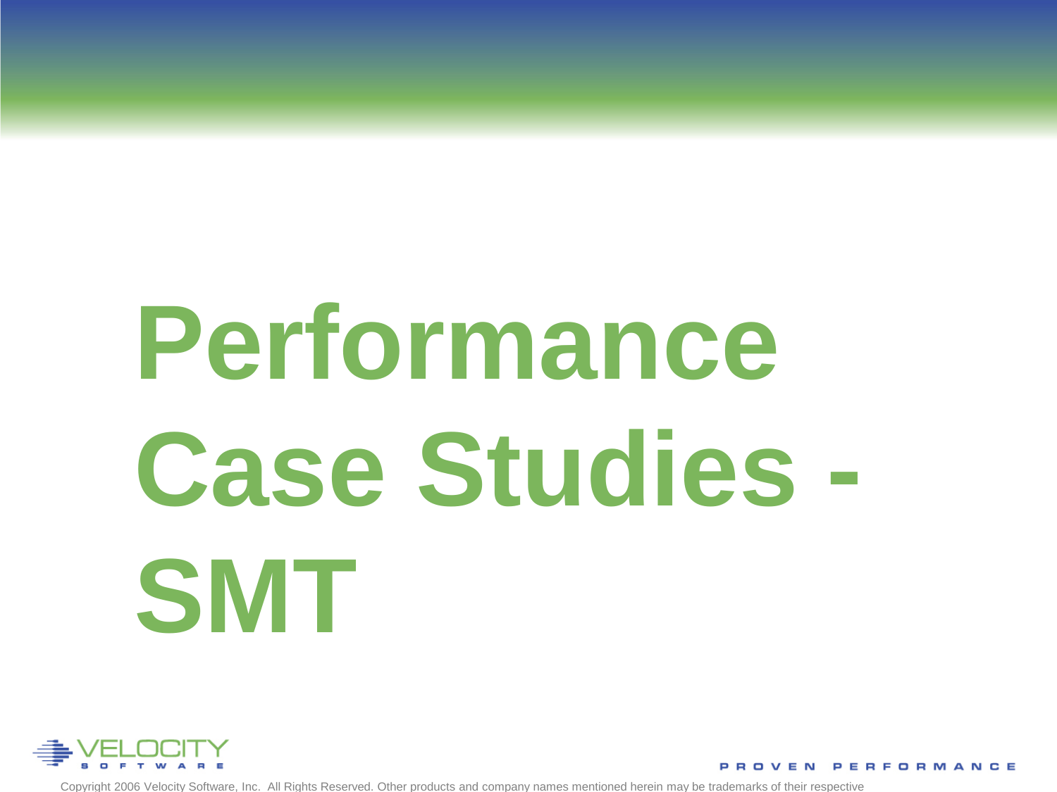# Performance Case Studies - SMT

PROVEN PERFORMANCE

Copyright 2006 Velocity Software, Inc. All Rights Reserved. Other products and company names mentioned herein may be trademarks of their respective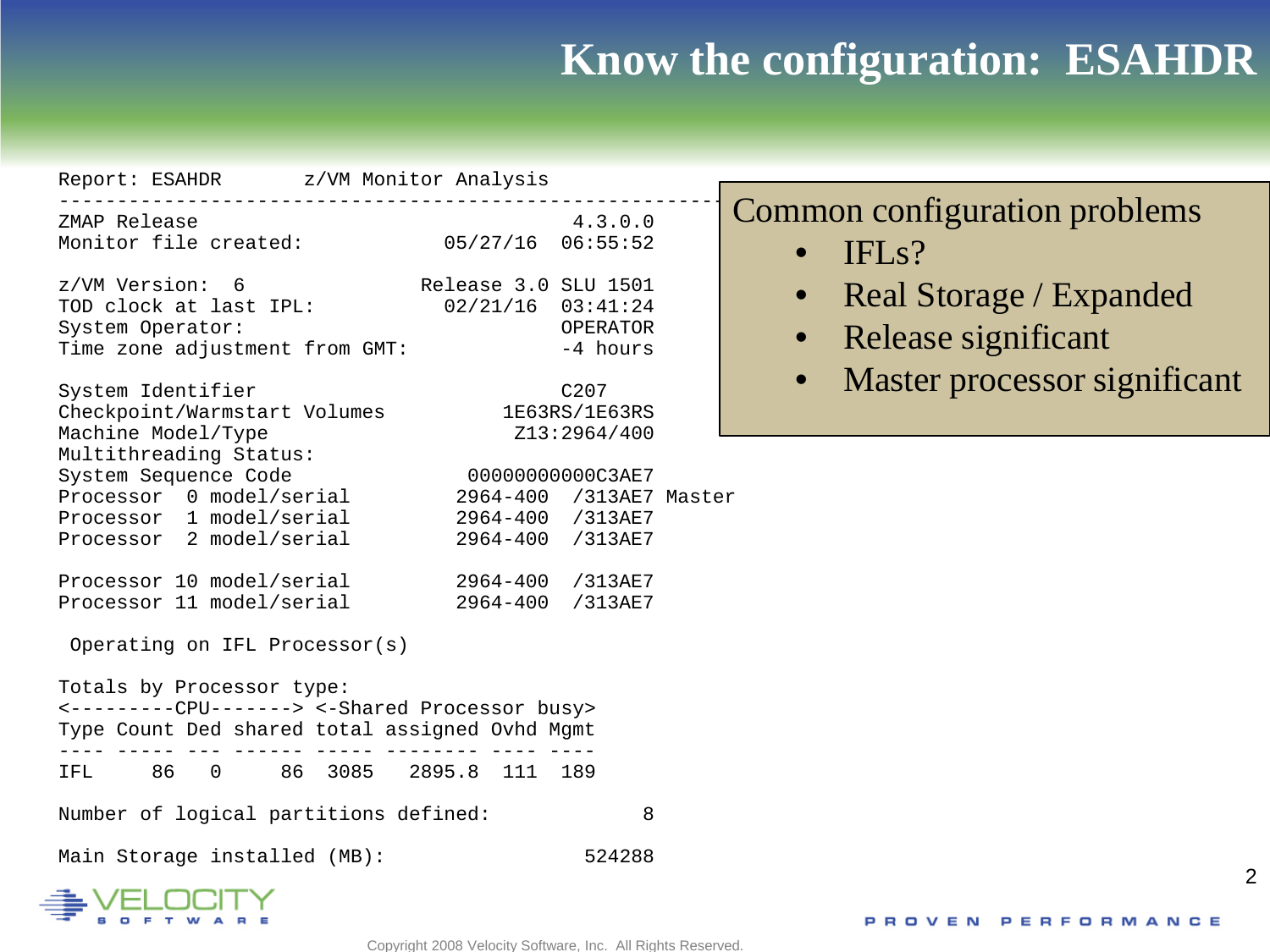# Know the configuration: ESAHDR

```
Report: ESAHDR       z/VM Monitor Analysis
-------------------------------------------------------
ZMAP Release                                  4.3.0.0
Monitor file created:              05/27/16  06:55:52

z/VM Version:  6                Release 3.0 SLU 1501
TOD clock at last IPL:             02/21/16  03:41:24
System Operator:                             OPERATOR
Time zone adjustment from GMT:                -4 hours

System Identifier                                C207
Checkpoint/Warmstart Volumes            1E63RS/1E63RS
Machine Model/Type                       Z13:2964/400
Multithreading Status:
System Sequence Code                 00000000000C3AE7
Processor  0 model/serial          2964-400  /313AE7 Master
Processor  1 model/serial          2964-400  /313AE7
Processor  2 model/serial          2964-400  /313AE7

Processor 10 model/serial          2964-400  /313AE7
Processor 11 model/serial          2964-400  /313AE7

 Operating on IFL Processor(s)

Totals by Processor type:
<---------CPU-------> <-Shared Processor busy>
Type Count Ded shared total assigned Ovhd Mgmt
---- ----- --- ------ ----- -------- ---- ----
IFL     86   0     86  3085   2895.8  111  189

Number of logical partitions defined:            8

Main Storage installed (MB):                524288
```

Common configuration problems

- IFLs?
- Real Storage / Expanded
- Release significant
- Master processor significant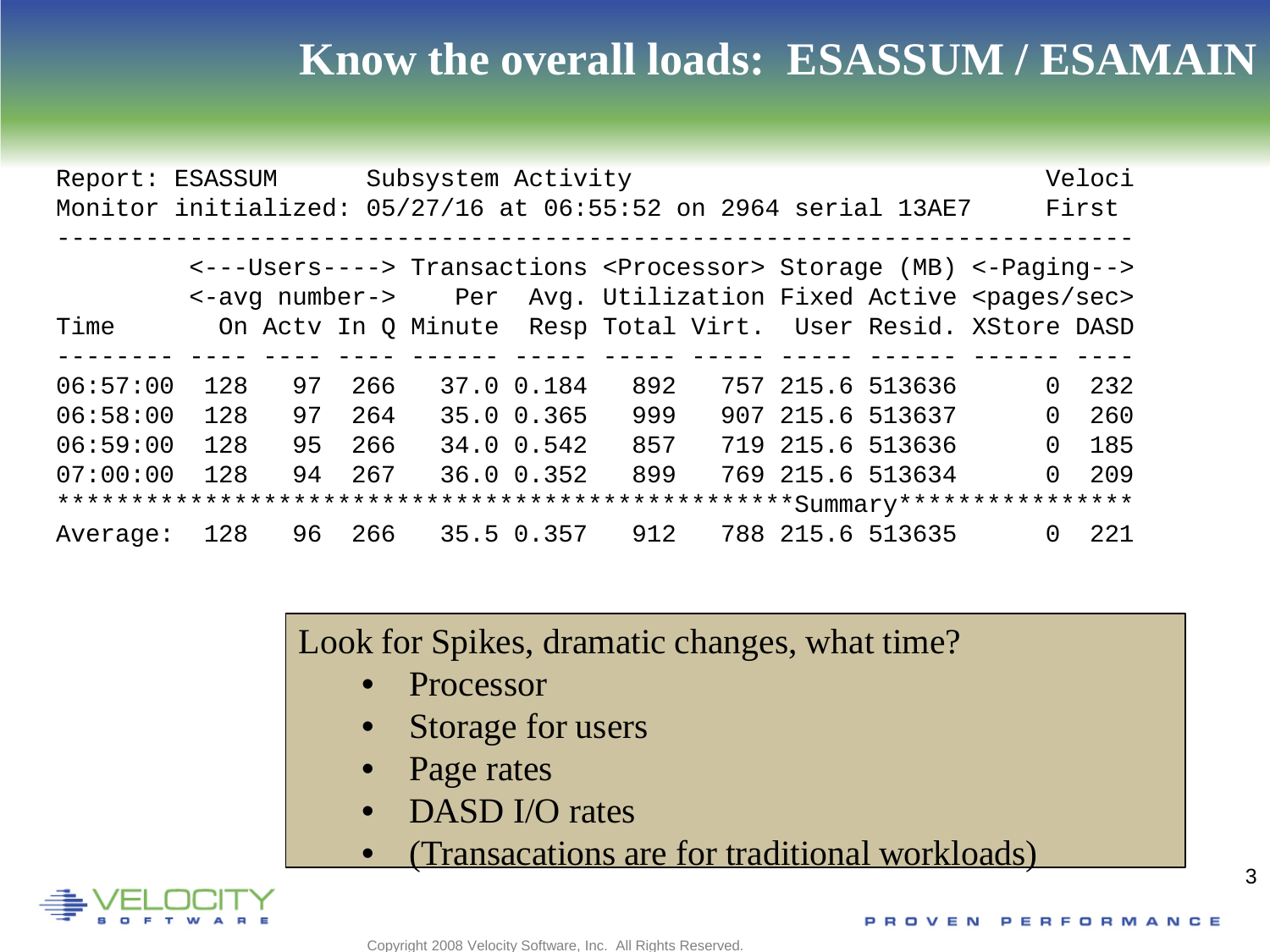# Know the overall loads: ESASSUM / ESAMAIN

```
Report: ESASSUM      Subsystem Activity                                  Veloci
Monitor initialized: 05/27/16 at 06:55:52 on 2964 serial 13AE7           First
-------------------------------------------------------------------------
         <---Users----> Transactions <Processor> Storage (MB) <-Paging-->
         <-avg number->    Per  Avg. Utilization Fixed Active <pages/sec>
Time       On Actv In Q Minute  Resp Total Virt.  User Resid. XStore DASD
-------- ---- ---- ---- ------ ----- ----- ----- ----- ------ ------ ----
06:57:00  128   97  266   37.0 0.184   892   757 215.6 513636      0  232
06:58:00  128   97  264   35.0 0.365   999   907 215.6 513637      0  260
06:59:00  128   95  266   34.0 0.542   857   719 215.6 513636      0  185
07:00:00  128   94  267   36.0 0.352   899   769 215.6 513634      0  209
*************************************************Summary***************
Average:  128   96  266   35.5 0.357   912   788 215.6 513635      0  221
```

Look for Spikes, dramatic changes, what time?

- Processor
- Storage for users
- Page rates
- DASD I/O rates
- (Transacations are for traditional workloads)

Copyright 2008 Velocity Software, Inc. All Rights Reserved.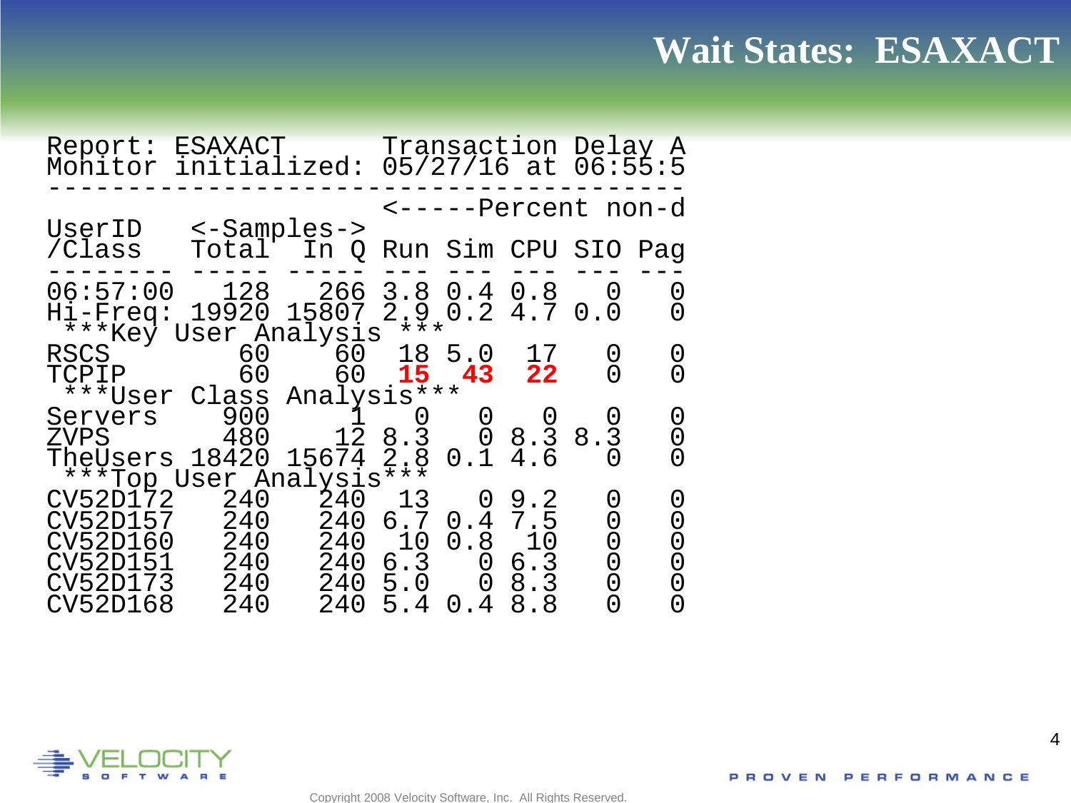# Wait States: ESAXACT

```
Report: ESAXACT       Transaction Delay A
Monitor initialized: 05/27/16 at 06:55:5
----------------------------------------
                        <-----Percent non-d
UserID    <-Samples->
/Class    Total  In Q Run Sim CPU SIO Pag
-------- ----- ----- --- --- --- --- ---
06:57:00   128   266 3.8 0.4 0.8   0   0
Hi-Freq: 19920 15807 2.9 0.2 4.7 0.0   0
 ***Key User Analysis ***
RSCS        60    60  18 5.0  17   0   0
TCPIP       60    60  15  43  22   0   0
 ***User Class Analysis***
Servers    900     1   0   0   0   0   0
ZVPS       480    12 8.3   0 8.3 8.3   0
TheUsers 18420 15674 2.8 0.1 4.6   0   0
 ***Top User Analysis***
CV52D172   240   240  13   0 9.2   0   0
CV52D157   240   240 6.7 0.4 7.5   0   0
CV52D160   240   240  10 0.8  10   0   0
CV52D151   240   240 6.3   0 6.3   0   0
CV52D173   240   240 5.0   0 8.3   0   0
CV52D168   240   240 5.4 0.4 8.8   0   0
```

PROVEN PERFORMANCE

Copyright 2008 Velocity Software, Inc. All Rights Reserved.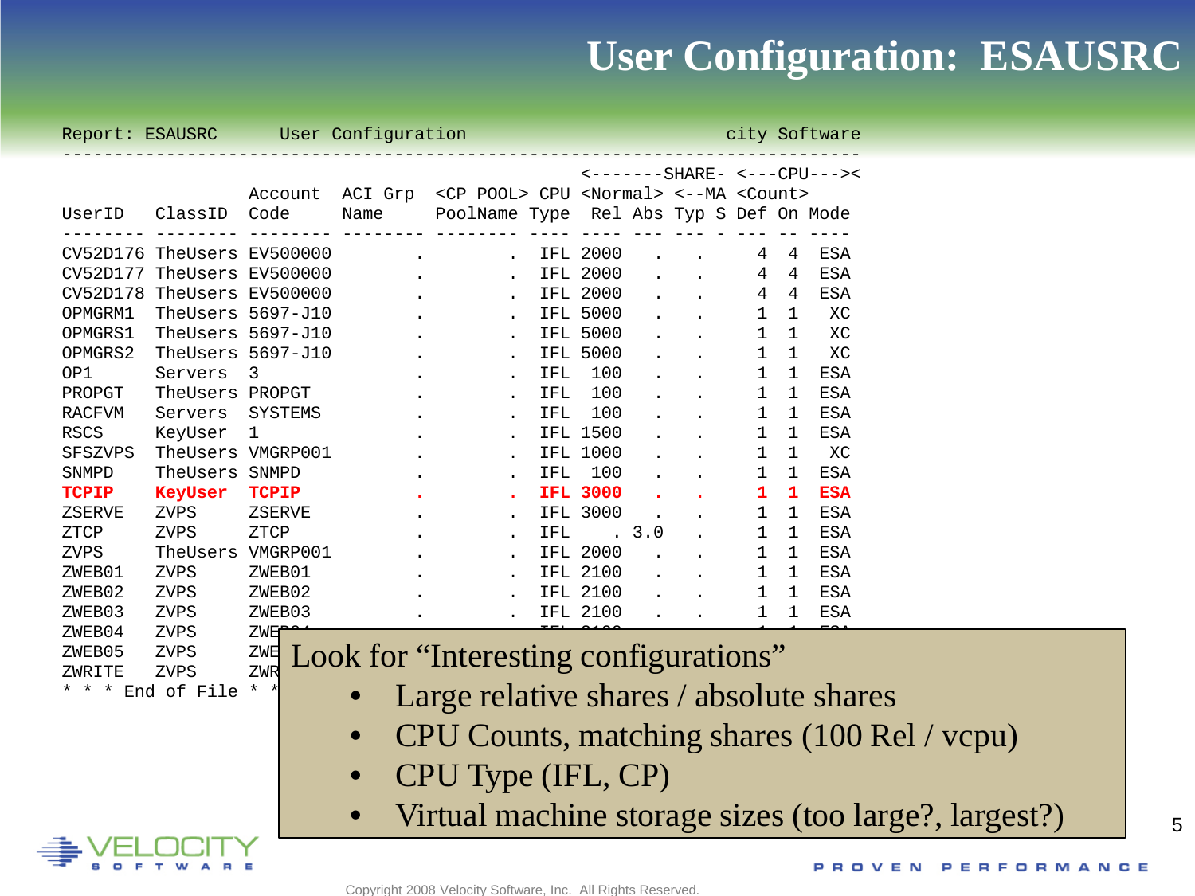# User Configuration: ESAUSRC

```
Report: ESAUSRC      User Configuration                        city Software
-----------------------------------------------------------------------------
                                                   <-------SHARE- <---CPU---><
                   Account  ACI Grp  <CP POOL> CPU <Normal> <--MA <Count>
UserID   ClassID   Code     Name     PoolName Type  Rel Abs Typ S Def On Mode
-------- -------- -------- -------- -------- ---- ---- --- --- - --- -- ----
CV52D176 TheUsers EV500000        .        .  IFL 2000   .   .      4  4  ESA
CV52D177 TheUsers EV500000        .        .  IFL 2000   .   .      4  4  ESA
CV52D178 TheUsers EV500000        .        .  IFL 2000   .   .      4  4  ESA
OPMGRM1  TheUsers 5697-J10        .        .  IFL 5000   .   .      1  1   XC
OPMGRS1  TheUsers 5697-J10        .        .  IFL 5000   .   .      1  1   XC
OPMGRS2  TheUsers 5697-J10        .        .  IFL 5000   .   .      1  1   XC
OP1      Servers  3               .        .  IFL  100   .   .      1  1  ESA
PROPGT   TheUsers PROPGT          .        .  IFL  100   .   .      1  1  ESA
RACFVM   Servers  SYSTEMS         .        .  IFL  100   .   .      1  1  ESA
RSCS     KeyUser  1               .        .  IFL 1500   .   .      1  1  ESA
SFSZVPS  TheUsers VMGRP001        .        .  IFL 1000   .   .      1  1   XC
SNMPD    TheUsers SNMPD           .        .  IFL  100   .   .      1  1  ESA
TCPIP    KeyUser  TCPIP           .        .  IFL 3000   .   .      1  1  ESA
ZSERVE   ZVPS     ZSERVE          .        .  IFL 3000   .   .      1  1  ESA
ZTCP     ZVPS     ZTCP            .        .  IFL    . 3.0   .      1  1  ESA
ZVPS     TheUsers VMGRP001        .        .  IFL 2000   .   .      1  1  ESA
ZWEB01   ZVPS     ZWEB01          .        .  IFL 2100   .   .      1  1  ESA
ZWEB02   ZVPS     ZWEB02          .        .  IFL 2100   .   .      1  1  ESA
ZWEB03   ZVPS     ZWEB03          .        .  IFL 2100   .   .      1  1  ESA
ZWEB04   ZVPS     ZWE
ZWEB05   ZVPS     ZWE
ZWRITE   ZVPS     ZWR
* * * End of File * *
```

Look for "Interesting configurations"

- Large relative shares / absolute shares
- CPU Counts, matching shares (100 Rel / vcpu)
- CPU Type (IFL, CP)
- Virtual machine storage sizes (too large?, largest?)

Copyright 2008 Velocity Software, Inc. All Rights Reserved.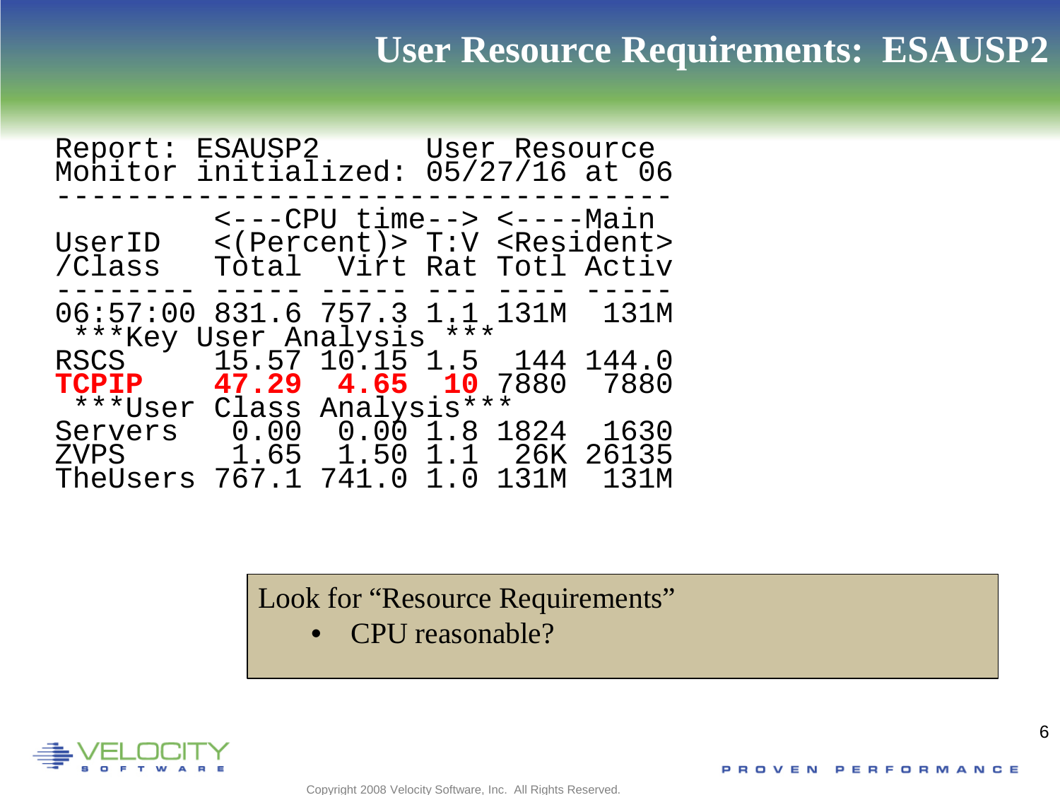# User Resource Requirements: ESAUSP2

```
Report: ESAUSP2        User Resource
Monitor initialized: 05/27/16 at 06
-----------------------------------
         <---CPU time--> <----Main
UserID   <(Percent)> T:V <Resident>
/Class   Total  Virt Rat Totl Activ
-------- ----- ----- --- ---- -----
06:57:00 831.6 757.3 1.1 131M  131M
 ***Key User Analysis ***
RSCS     15.57 10.15 1.5  144 144.0
TCPIP    47.29  4.65  10 7880  7880
 ***User Class Analysis***
Servers   0.00  0.00 1.8 1824  1630
ZVPS      1.65  1.50 1.1  26K 26135
TheUsers 767.1 741.0 1.0 131M  131M
```

Look for "Resource Requirements"

- CPU reasonable?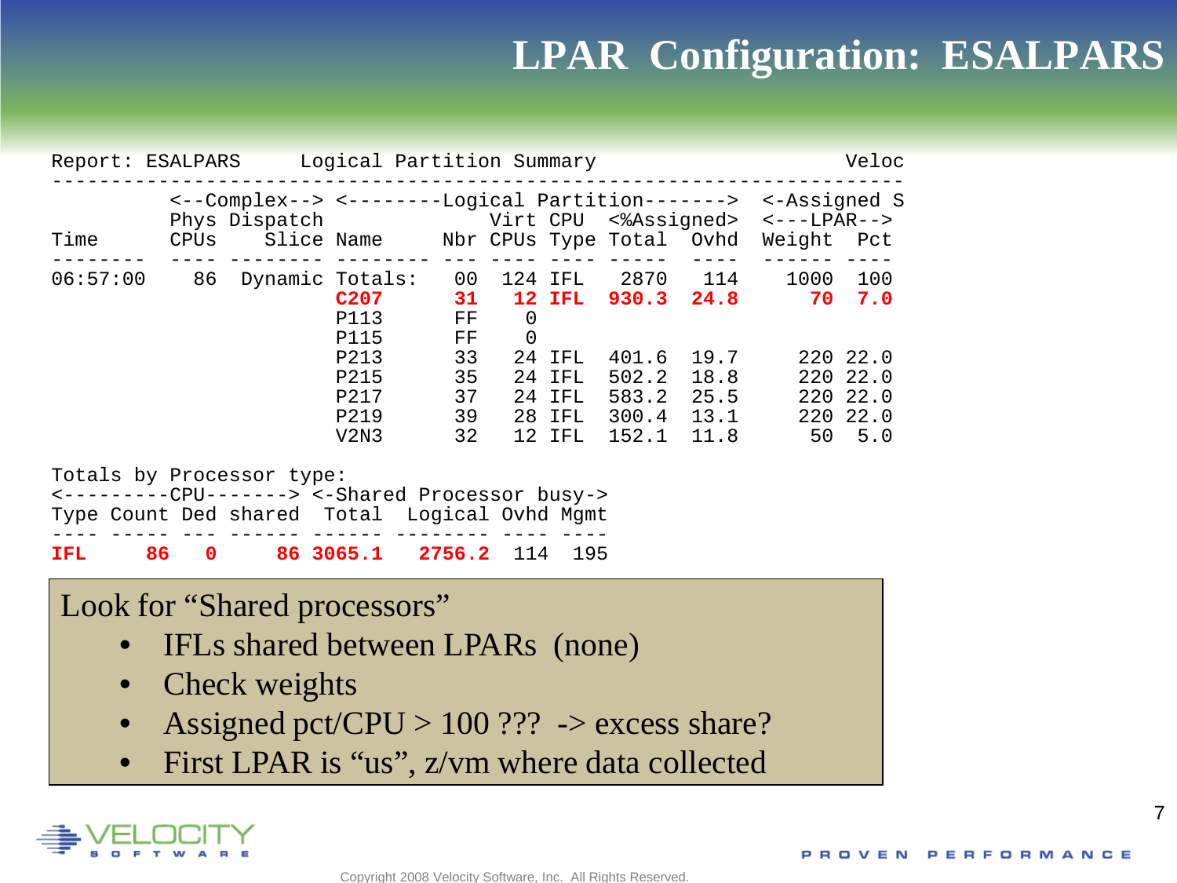# LPAR Configuration: ESALPARS

```
Report: ESALPARS     Logical Partition Summary                               Veloc
-----------------------------------------------------------------------------------
         <--Complex--> <--------Logical Partition-------> <-Assigned S
         Phys Dispatch                Virt CPU  <%Assigned> <---LPAR-->
Time     CPUs    Slice Name       Nbr CPUs Type Total  Ovhd  Weight  Pct
-------- ---- -------- -------- --- ---- ---- -----  ----  ------ ----
06:57:00   86  Dynamic Totals:   00  124 IFL   2870   114    1000  100
                       C207      31   12 IFL  930.3  24.8      70  7.0
                       P113      FF    0
                       P115      FF    0
                       P213      33   24 IFL  401.6  19.7     220 22.0
                       P215      35   24 IFL  502.2  18.8     220 22.0
                       P217      37   24 IFL  583.2  25.5     220 22.0
                       P219      39   28 IFL  300.4  13.1     220 22.0
                       V2N3      32   12 IFL  152.1  11.8      50  5.0

Totals by Processor type:
<---------CPU-------> <-Shared Processor busy->
Type Count Ded shared  Total  Logical Ovhd Mgmt
---- ----- --- ------ ------ -------- ---- ----
IFL     86   0     86 3065.1   2756.2  114  195
```

Look for "Shared processors"

- IFLs shared between LPARs (none)
- Check weights
- Assigned pct/CPU > 100 ??? -> excess share?
- First LPAR is "us", z/vm where data collected

Copyright 2008 Velocity Software, Inc. All Rights Reserved.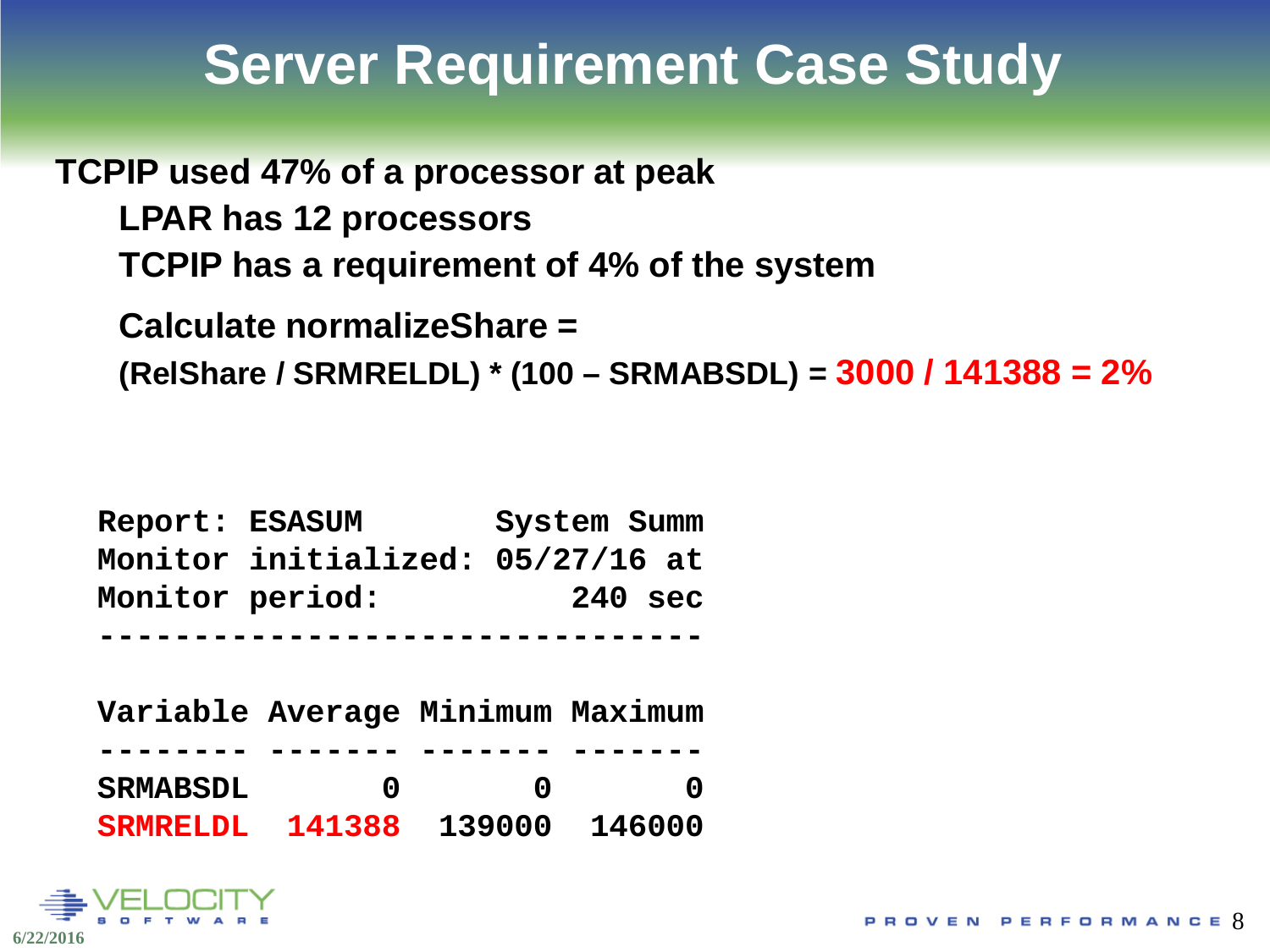# Server Requirement Case Study

**TCPIP used 47% of a processor at peak**

- **LPAR has 12 processors**
- **TCPIP has a requirement of 4% of the system**
- **Calculate normalizeShare =**
- **(RelShare / SRMRELDL) * (100 – SRMABSDL) = 3000 / 141388 = 2%**

```
Report: ESASUM        System Summ
Monitor initialized: 05/27/16 at
Monitor period:          240 sec
--------------------------------

Variable Average Minimum Maximum
-------- ------- ------- -------
SRMABSDL       0       0       0
SRMRELDL  141388  139000  146000
```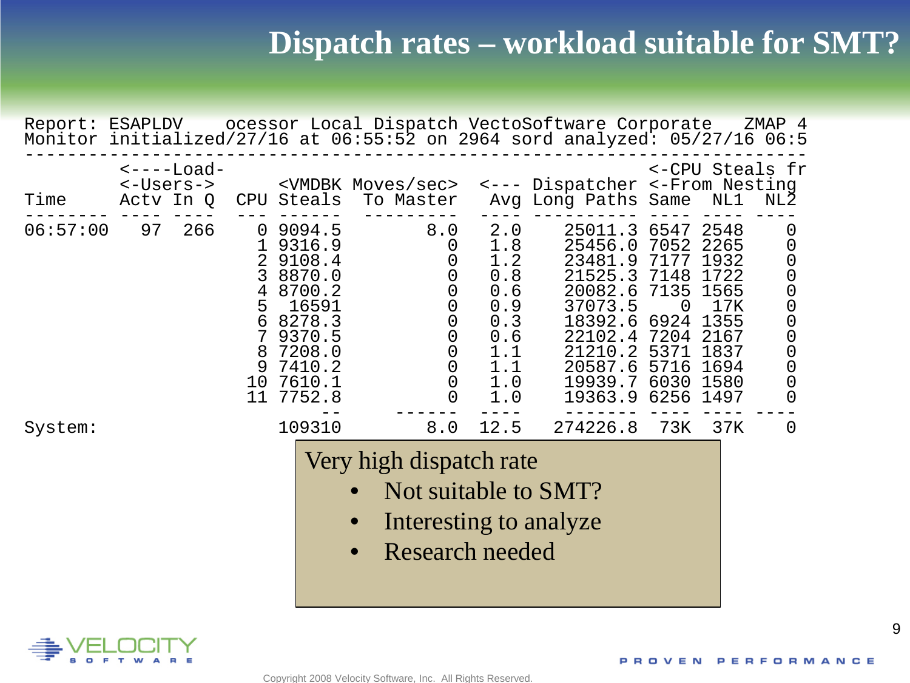# Dispatch rates – workload suitable for SMT?

```
Report: ESAPLDV    ocessor Local Dispatch VectoSoftware Corporate   ZMAP 4
Monitor initialized/27/16 at 06:55:52 on 2964 sord analyzed: 05/27/16 06:5
-----------------------------------------------------------------------------
         <----Load-                                         <-CPU Steals fr
         <-Users->      <VMDBK Moves/sec>  <--- Dispatcher <-From Nesting
Time     Actv In Q  CPU Steals  To Master   Avg Long Paths Same  NL1  NL2
-------- ---- ----  --- ------  ---------  ---- ---------- ---- ---- ----
06:57:00   97  266    0 9094.5        8.0   2.0    25011.3 6547 2548    0
                      1 9316.9          0   1.8    25456.0 7052 2265    0
                      2 9108.4          0   1.2    23481.9 7177 1932    0
                      3 8870.0          0   0.8    21525.3 7148 1722    0
                      4 8700.2          0   0.6    20082.6 7135 1565    0
                      5  16591          0   0.9    37073.5    0  17K    0
                      6 8278.3          0   0.3    18392.6 6924 1355    0
                      7 9370.5          0   0.6    22102.4 7204 2167    0
                      8 7208.0          0   1.1    21210.2 5371 1837    0
                      9 7410.2          0   1.1    20587.6 5716 1694    0
                     10 7610.1          0   1.0    19939.7 6030 1580    0
                     11 7752.8          0   1.0    19363.9 6256 1497    0
                            --     ------  ----    ------- ---- ---- ----
System:                 109310        8.0  12.5   274226.8  73K  37K    0
```

Very high dispatch rate

- Not suitable to SMT?
- Interesting to analyze
- Research needed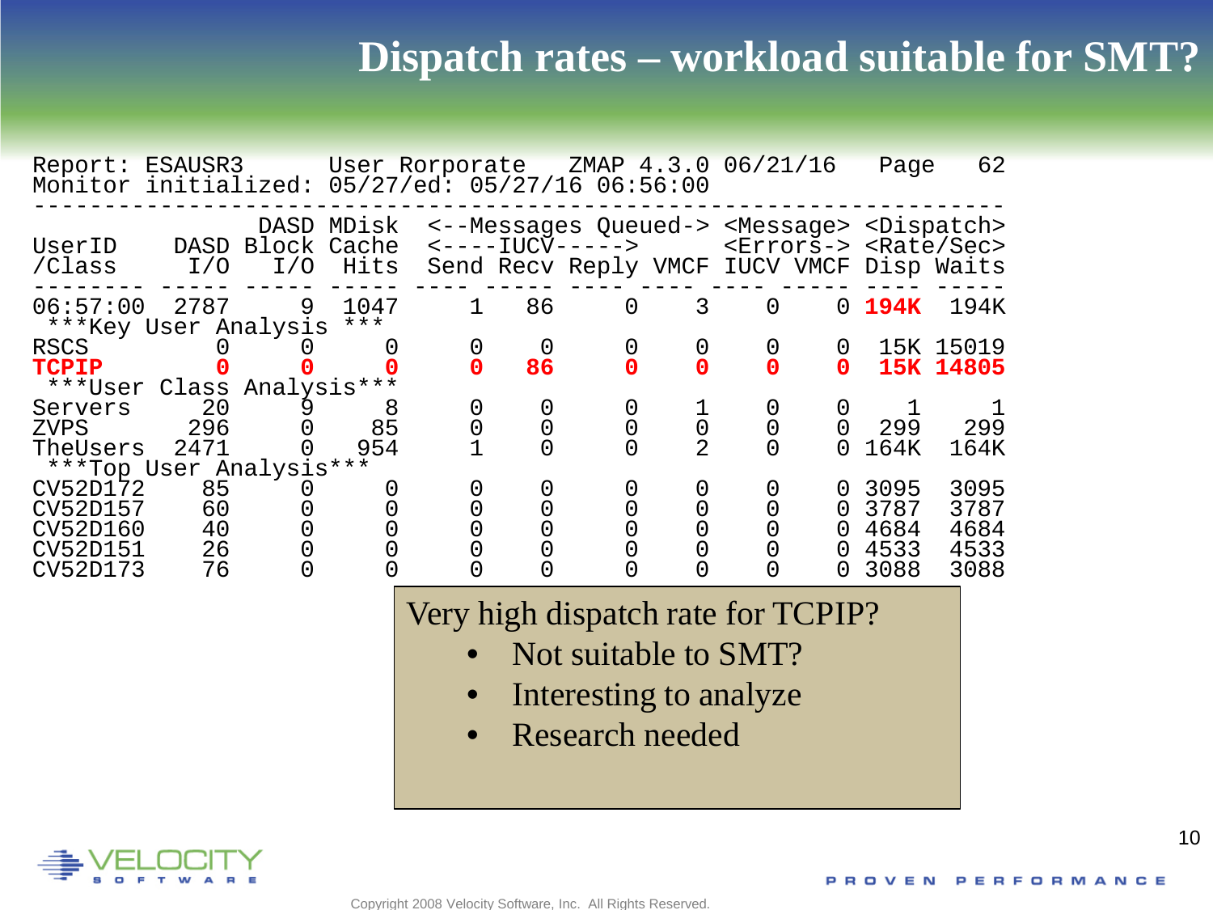# Dispatch rates – workload suitable for SMT?

```
Report: ESAUSR3      User Rorporate   ZMAP 4.3.0 06/21/16    Page    62
Monitor initialized: 05/27/ed: 05/27/16 06:56:00
---------------------------------------------------------------------
                   DASD MDisk  <--Messages Queued-> <Message> <Dispatch>
UserID    DASD Block Cache  <----IUCV----->      <Errors-> <Rate/Sec>
/Class     I/O   I/O  Hits  Send Recv Reply VMCF IUCV VMCF Disp Waits
-------- ----- ----- -----  ---- ----- ---- ---- ---- ----- ---- -----
06:57:00  2787     9  1047     1   86     0    3    0    0 194K  194K
 ***Key User Analysis ***
RSCS         0     0     0     0    0     0    0    0    0  15K 15019
TCPIP        0     0     0     0   86     0    0    0    0  15K 14805
 ***User Class Analysis***
Servers     20     9     8     0    0     0    1    0    0    1     1
ZVPS       296     0    85     0    0     0    0    0    0  299   299
TheUsers  2471     0   954     1    0     0    2    0    0 164K  164K
 ***Top User Analysis***
CV52D172    85     0     0     0    0     0    0    0    0 3095  3095
CV52D157    60     0     0     0    0     0    0    0    0 3787  3787
CV52D160    40     0     0     0    0     0    0    0    0 4684  4684
CV52D151    26     0     0     0    0     0    0    0    0 4533  4533
CV52D173    76     0     0     0    0     0    0    0    0 3088  3088
```

Very high dispatch rate for TCPIP?

- Not suitable to SMT?
- Interesting to analyze
- Research needed

Copyright 2008 Velocity Software, Inc. All Rights Reserved.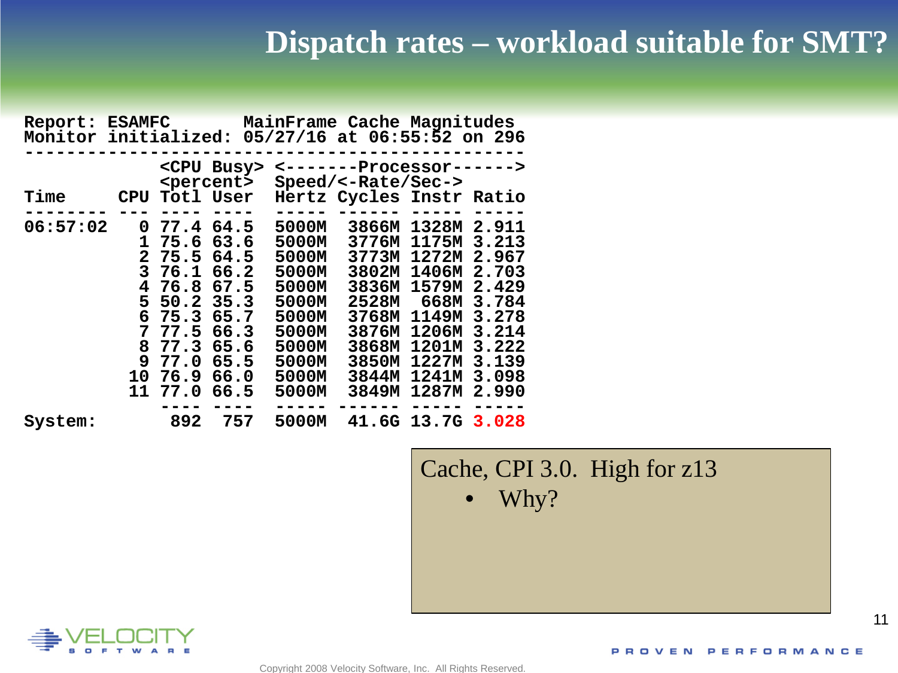# Dispatch rates – workload suitable for SMT?

```
Report: ESAMFC        MainFrame Cache Magnitudes
Monitor initialized: 05/27/16 at 06:55:52 on 296
------------------------------------------------
             <CPU Busy> <-------Processor------>
             <percent>  Speed/<-Rate/Sec->
Time     CPU Totl User  Hertz Cycles Instr Ratio
-------- --- ---- ----  ----- ------ ----- -----
06:57:02   0 77.4 64.5  5000M  3866M 1328M 2.911
           1 75.6 63.6  5000M  3776M 1175M 3.213
           2 75.5 64.5  5000M  3773M 1272M 2.967
           3 76.1 66.2  5000M  3802M 1406M 2.703
           4 76.8 67.5  5000M  3836M 1579M 2.429
           5 50.2 35.3  5000M  2528M  668M 3.784
           6 75.3 65.7  5000M  3768M 1149M 3.278
           7 77.5 66.3  5000M  3876M 1206M 3.214
           8 77.3 65.6  5000M  3868M 1201M 3.222
           9 77.0 65.5  5000M  3850M 1227M 3.139
          10 76.9 66.0  5000M  3844M 1241M 3.098
          11 77.0 66.5  5000M  3849M 1287M 2.990
             ---- ----  ----- ------ ----- -----
System:       892  757  5000M  41.6G 13.7G 3.028
```

Cache, CPI 3.0. High for z13

- Why?

Copyright 2008 Velocity Software, Inc. All Rights Reserved.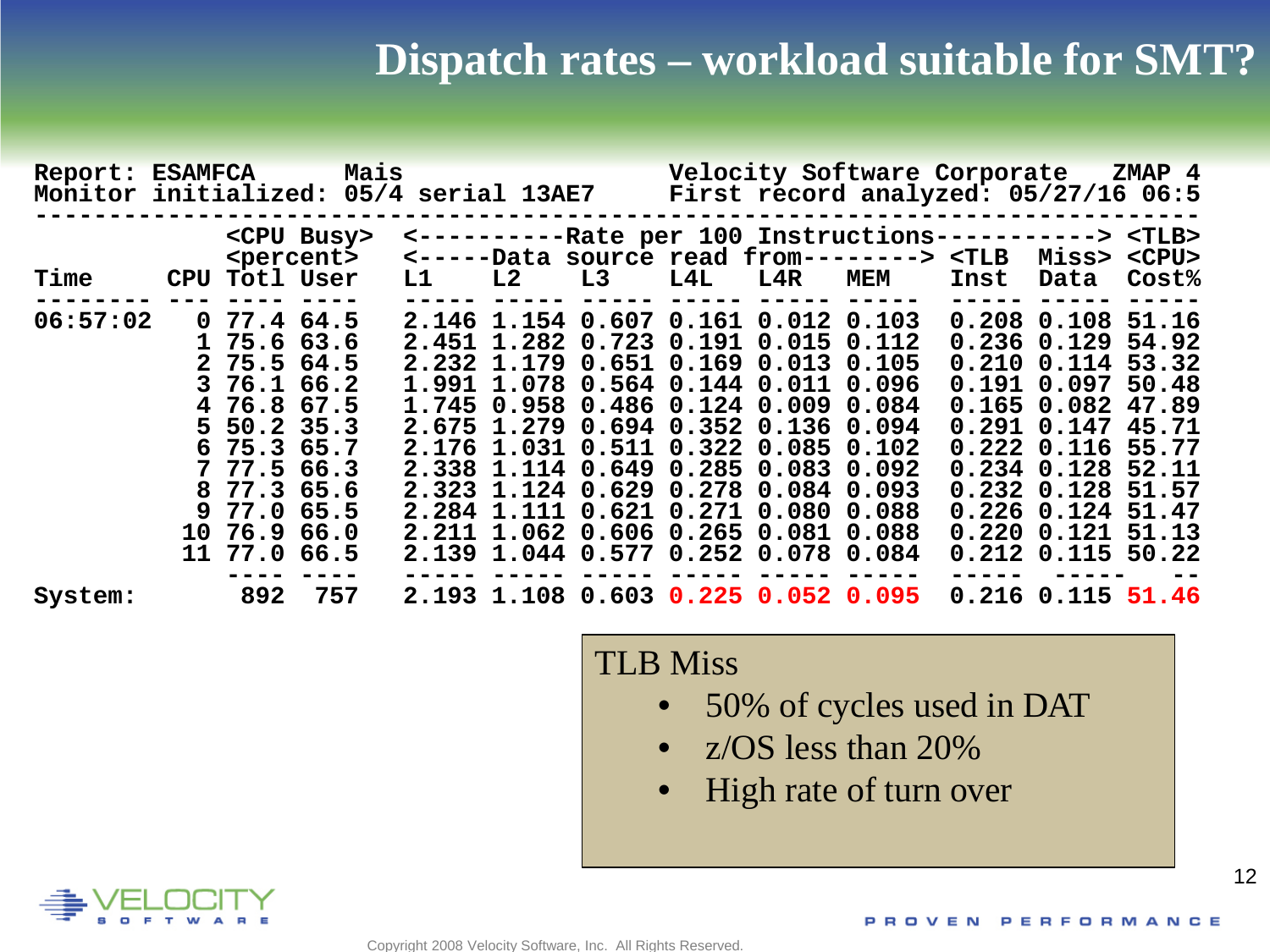# Dispatch rates – workload suitable for SMT?

```
Report: ESAMFCA       Mais                  Velocity Software Corporate   ZMAP 4
Monitor initialized: 05/4 serial 13AE7      First record analyzed: 05/27/16 06:5
--------------------------------------------------------------------------------
          <CPU Busy>  <----------Rate per 100 Instructions-----------> <TLB>
          <percent>   <-----Data source read from--------> <TLB  Miss> <CPU>
Time      CPU Totl User  L1    L2    L3    L4L   L4R   MEM    Inst  Data  Cost%
-------- --- ---- ----  ----- ----- ----- ----- ----- -----  ----- ----- -----
06:57:02   0 77.4 64.5  2.146 1.154 0.607 0.161 0.012 0.103  0.208 0.108 51.16
           1 75.6 63.6  2.451 1.282 0.723 0.191 0.015 0.112  0.236 0.129 54.92
           2 75.5 64.5  2.232 1.179 0.651 0.169 0.013 0.105  0.210 0.114 53.32
           3 76.1 66.2  1.991 1.078 0.564 0.144 0.011 0.096  0.191 0.097 50.48
           4 76.8 67.5  1.745 0.958 0.486 0.124 0.009 0.084  0.165 0.082 47.89
           5 50.2 35.3  2.675 1.279 0.694 0.352 0.136 0.094  0.291 0.147 45.71
           6 75.3 65.7  2.176 1.031 0.511 0.322 0.085 0.102  0.222 0.116 55.77
           7 77.5 66.3  2.338 1.114 0.649 0.285 0.083 0.092  0.234 0.128 52.11
           8 77.3 65.6  2.323 1.124 0.629 0.278 0.084 0.093  0.232 0.128 51.57
           9 77.0 65.5  2.284 1.111 0.621 0.271 0.080 0.088  0.226 0.124 51.47
          10 76.9 66.0  2.211 1.062 0.606 0.265 0.081 0.088  0.220 0.121 51.13
          11 77.0 66.5  2.139 1.044 0.577 0.252 0.078 0.084  0.212 0.115 50.22
             ---- ----  ----- ----- ----- ----- ----- -----  ----- -----    --
System:       892  757  2.193 1.108 0.603 0.225 0.052 0.095  0.216 0.115 51.46
```

TLB Miss

- 50% of cycles used in DAT
- z/OS less than 20%
- High rate of turn over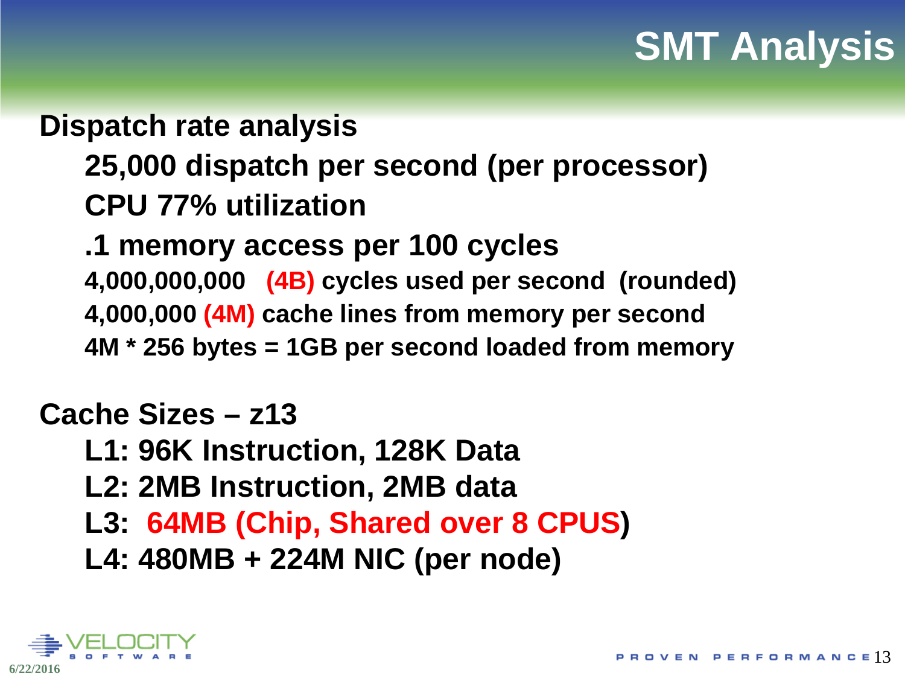# SMT Analysis

**Dispatch rate analysis**

- **25,000 dispatch per second (per processor)**
- **CPU 77% utilization**
- **.1 memory access per 100 cycles**
- **4,000,000,000 (4B) cycles used per second (rounded)**
- **4,000,000 (4M) cache lines from memory per second**
- **4M * 256 bytes = 1GB per second loaded from memory**

**Cache Sizes – z13**

- **L1: 96K Instruction, 128K Data**
- **L2: 2MB Instruction, 2MB data**
- **L3: 64MB (Chip, Shared over 8 CPUS)**
- **L4: 480MB + 224M NIC (per node)**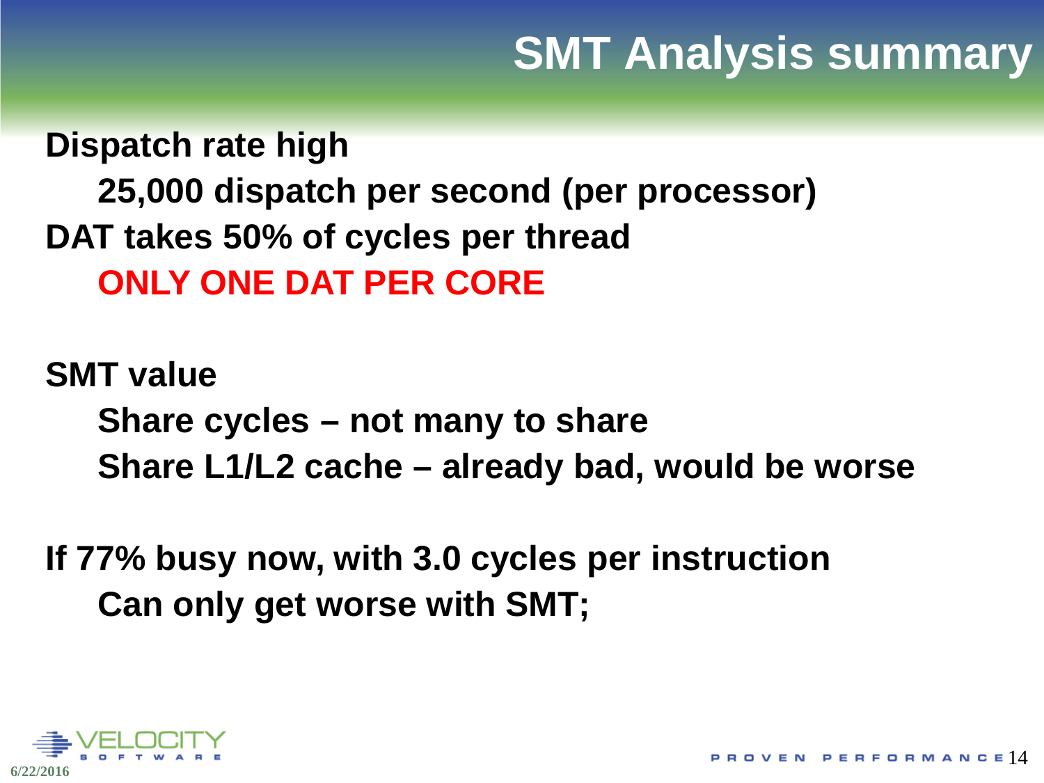# SMT Analysis summary

**Dispatch rate high**

- **25,000 dispatch per second (per processor)**

**DAT takes 50% of cycles per thread**

- **ONLY ONE DAT PER CORE**

**SMT value**

- **Share cycles – not many to share**
- **Share L1/L2 cache – already bad, would be worse**

**If 77% busy now, with 3.0 cycles per instruction**

- **Can only get worse with SMT;**